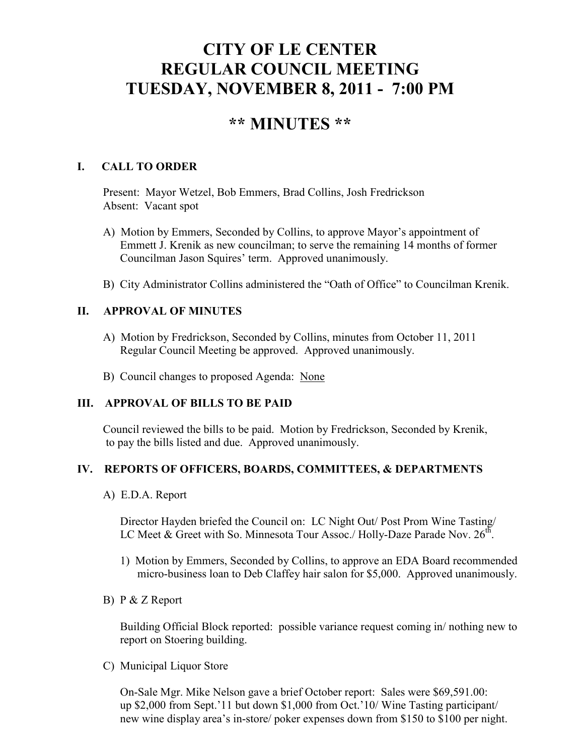# CITY OF LE CENTER
# REGULAR COUNCIL MEETING
# TUESDAY, NOVEMBER 8, 2011 - 7:00 PM

## ** MINUTES **

### I. CALL TO ORDER

Present: Mayor Wetzel, Bob Emmers, Brad Collins, Josh Fredrickson
Absent: Vacant spot

A) Motion by Emmers, Seconded by Collins, to approve Mayor's appointment of Emmett J. Krenik as new councilman; to serve the remaining 14 months of former Councilman Jason Squires' term. Approved unanimously.

B) City Administrator Collins administered the "Oath of Office" to Councilman Krenik.

### II. APPROVAL OF MINUTES

A) Motion by Fredrickson, Seconded by Collins, minutes from October 11, 2011 Regular Council Meeting be approved. Approved unanimously.

B) Council changes to proposed Agenda: None

### III. APPROVAL OF BILLS TO BE PAID

Council reviewed the bills to be paid. Motion by Fredrickson, Seconded by Krenik, to pay the bills listed and due. Approved unanimously.

### IV. REPORTS OF OFFICERS, BOARDS, COMMITTEES, & DEPARTMENTS

A) E.D.A. Report

Director Hayden briefed the Council on: LC Night Out/ Post Prom Wine Tasting/ LC Meet & Greet with So. Minnesota Tour Assoc./ Holly-Daze Parade Nov. 26th.

1) Motion by Emmers, Seconded by Collins, to approve an EDA Board recommended micro-business loan to Deb Claffey hair salon for $5,000. Approved unanimously.

B) P & Z Report

Building Official Block reported: possible variance request coming in/ nothing new to report on Stoering building.

C) Municipal Liquor Store

On-Sale Mgr. Mike Nelson gave a brief October report: Sales were $69,591.00: up $2,000 from Sept.'11 but down $1,000 from Oct.'10/ Wine Tasting participant/ new wine display area's in-store/ poker expenses down from $150 to $100 per night.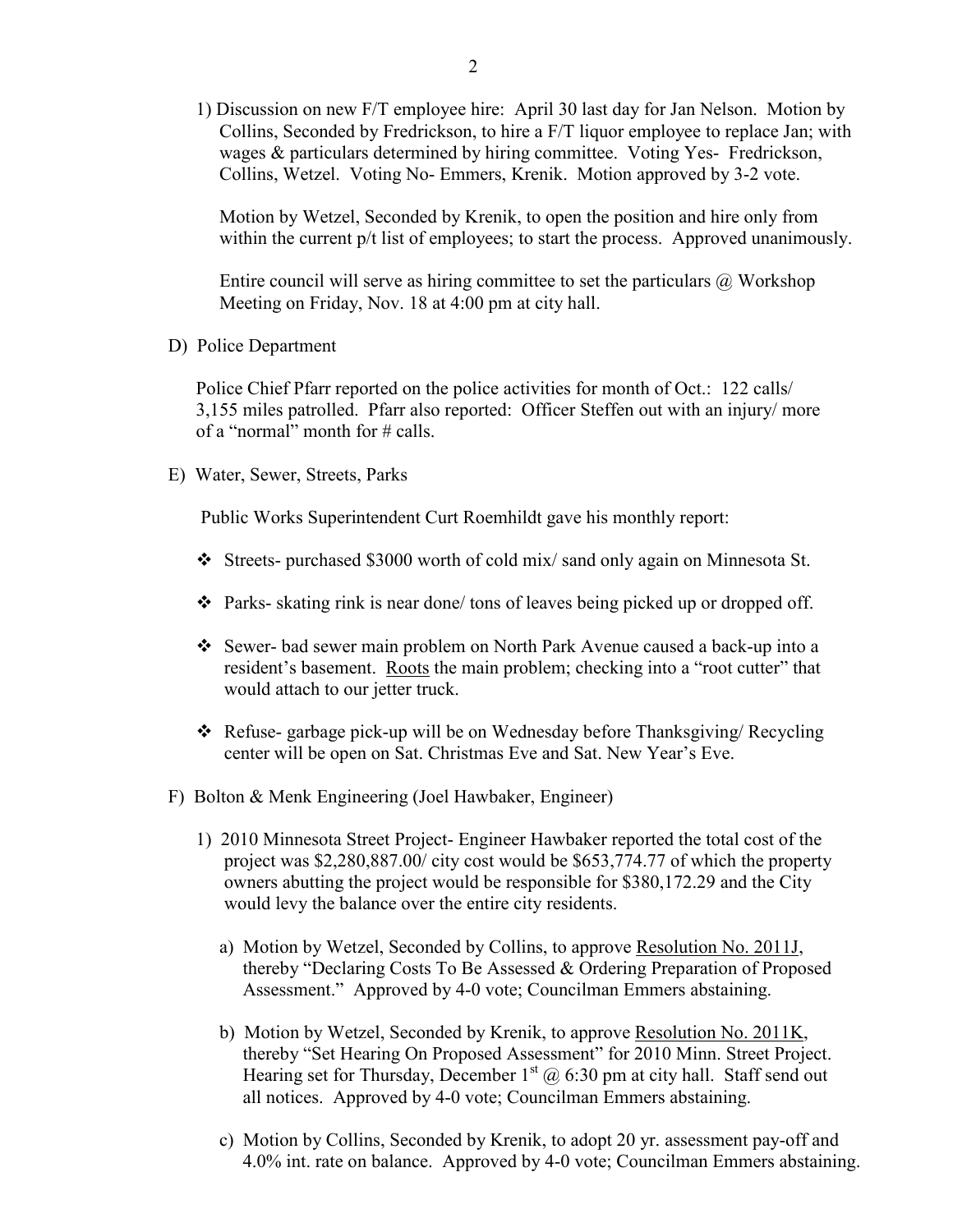1) Discussion on new F/T employee hire: April 30 last day for Jan Nelson. Motion by Collins, Seconded by Fredrickson, to hire a F/T liquor employee to replace Jan; with wages & particulars determined by hiring committee. Voting Yes- Fredrickson, Collins, Wetzel. Voting No- Emmers, Krenik. Motion approved by 3-2 vote.

   Motion by Wetzel, Seconded by Krenik, to open the position and hire only from within the current p/t list of employees; to start the process. Approved unanimously.

   Entire council will serve as hiring committee to set the particulars @ Workshop Meeting on Friday, Nov. 18 at 4:00 pm at city hall.

D) Police Department

Police Chief Pfarr reported on the police activities for month of Oct.: 122 calls/ 3,155 miles patrolled. Pfarr also reported: Officer Steffen out with an injury/ more of a "normal" month for # calls.

E) Water, Sewer, Streets, Parks

Public Works Superintendent Curt Roemhildt gave his monthly report:

- Streets- purchased $3000 worth of cold mix/ sand only again on Minnesota St.
- Parks- skating rink is near done/ tons of leaves being picked up or dropped off.
- Sewer- bad sewer main problem on North Park Avenue caused a back-up into a resident's basement. Roots the main problem; checking into a "root cutter" that would attach to our jetter truck.
- Refuse- garbage pick-up will be on Wednesday before Thanksgiving/ Recycling center will be open on Sat. Christmas Eve and Sat. New Year's Eve.

F) Bolton & Menk Engineering (Joel Hawbaker, Engineer)

1) 2010 Minnesota Street Project- Engineer Hawbaker reported the total cost of the project was $2,280,887.00/ city cost would be $653,774.77 of which the property owners abutting the project would be responsible for $380,172.29 and the City would levy the balance over the entire city residents.

   a) Motion by Wetzel, Seconded by Collins, to approve Resolution No. 2011J, thereby "Declaring Costs To Be Assessed & Ordering Preparation of Proposed Assessment." Approved by 4-0 vote; Councilman Emmers abstaining.

   b) Motion by Wetzel, Seconded by Krenik, to approve Resolution No. 2011K, thereby "Set Hearing On Proposed Assessment" for 2010 Minn. Street Project. Hearing set for Thursday, December 1st @ 6:30 pm at city hall. Staff send out all notices. Approved by 4-0 vote; Councilman Emmers abstaining.

   c) Motion by Collins, Seconded by Krenik, to adopt 20 yr. assessment pay-off and 4.0% int. rate on balance. Approved by 4-0 vote; Councilman Emmers abstaining.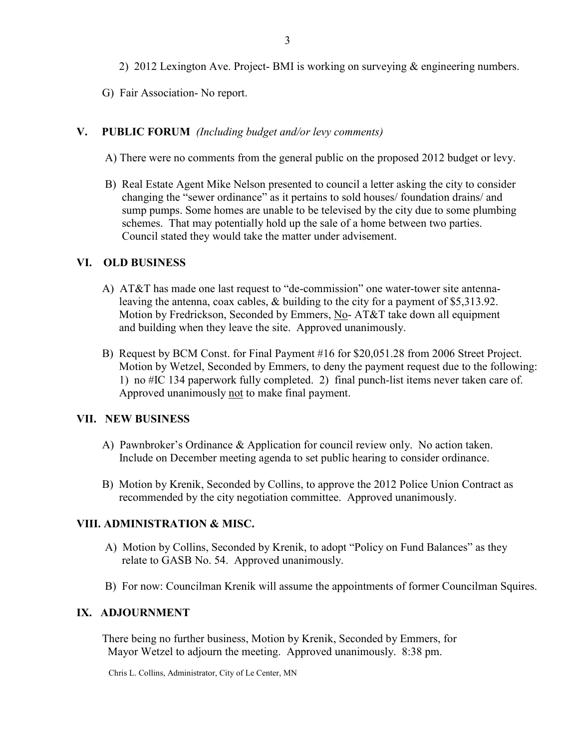2) 2012 Lexington Ave. Project- BMI is working on surveying & engineering numbers.

G) Fair Association- No report.

## V. PUBLIC FORUM *(Including budget and/or levy comments)*

A) There were no comments from the general public on the proposed 2012 budget or levy.

B) Real Estate Agent Mike Nelson presented to council a letter asking the city to consider changing the "sewer ordinance" as it pertains to sold houses/ foundation drains/ and sump pumps. Some homes are unable to be televised by the city due to some plumbing schemes. That may potentially hold up the sale of a home between two parties. Council stated they would take the matter under advisement.

## VI. OLD BUSINESS

A) AT&T has made one last request to "de-commission" one water-tower site antenna- leaving the antenna, coax cables, & building to the city for a payment of $5,313.92. Motion by Fredrickson, Seconded by Emmers, <u>No</u>- AT&T take down all equipment and building when they leave the site. Approved unanimously.

B) Request by BCM Const. for Final Payment #16 for $20,051.28 from 2006 Street Project. Motion by Wetzel, Seconded by Emmers, to deny the payment request due to the following: 1) no #IC 134 paperwork fully completed. 2) final punch-list items never taken care of. Approved unanimously <u>not</u> to make final payment.

## VII. NEW BUSINESS

A) Pawnbroker's Ordinance & Application for council review only. No action taken. Include on December meeting agenda to set public hearing to consider ordinance.

B) Motion by Krenik, Seconded by Collins, to approve the 2012 Police Union Contract as recommended by the city negotiation committee. Approved unanimously.

## VIII. ADMINISTRATION & MISC.

A) Motion by Collins, Seconded by Krenik, to adopt "Policy on Fund Balances" as they relate to GASB No. 54. Approved unanimously.

B) For now: Councilman Krenik will assume the appointments of former Councilman Squires.

## IX. ADJOURNMENT

There being no further business, Motion by Krenik, Seconded by Emmers, for Mayor Wetzel to adjourn the meeting. Approved unanimously. 8:38 pm.

Chris L. Collins, Administrator, City of Le Center, MN